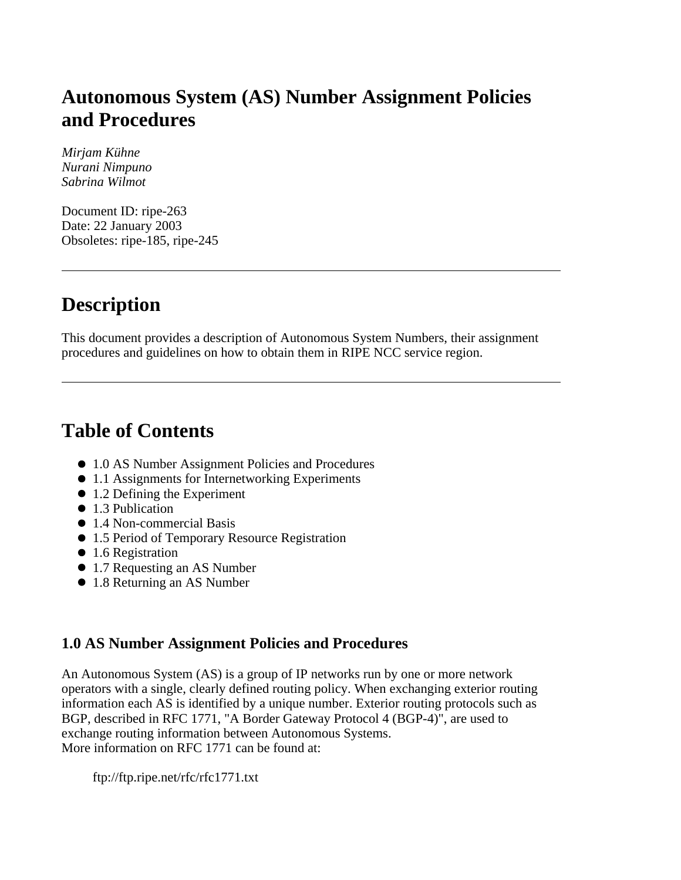# Autonomous System (AS) Number Assignment Policies and Procedures

*Mirjam Kühne*
*Nurani Nimpuno*
*Sabrina Wilmot*

Document ID: ripe-263
Date: 22 January 2003
Obsoletes: ripe-185, ripe-245

---

## Description

This document provides a description of Autonomous System Numbers, their assignment procedures and guidelines on how to obtain them in RIPE NCC service region.

---

## Table of Contents

- 1.0 AS Number Assignment Policies and Procedures
- 1.1 Assignments for Internetworking Experiments
- 1.2 Defining the Experiment
- 1.3 Publication
- 1.4 Non-commercial Basis
- 1.5 Period of Temporary Resource Registration
- 1.6 Registration
- 1.7 Requesting an AS Number
- 1.8 Returning an AS Number

### 1.0 AS Number Assignment Policies and Procedures

An Autonomous System (AS) is a group of IP networks run by one or more network operators with a single, clearly defined routing policy. When exchanging exterior routing information each AS is identified by a unique number. Exterior routing protocols such as BGP, described in RFC 1771, "A Border Gateway Protocol 4 (BGP-4)", are used to exchange routing information between Autonomous Systems.
More information on RFC 1771 can be found at:

> ftp://ftp.ripe.net/rfc/rfc1771.txt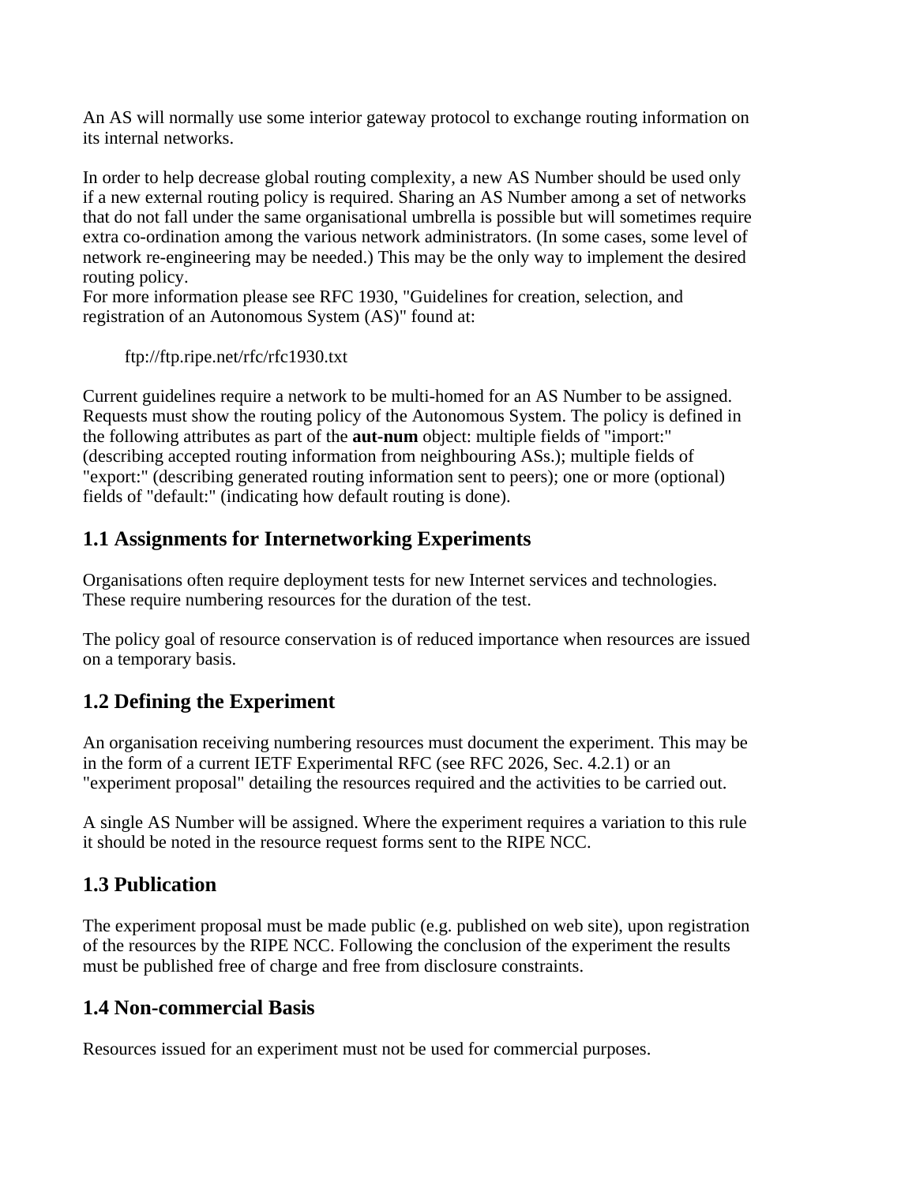An AS will normally use some interior gateway protocol to exchange routing information on its internal networks.

In order to help decrease global routing complexity, a new AS Number should be used only if a new external routing policy is required. Sharing an AS Number among a set of networks that do not fall under the same organisational umbrella is possible but will sometimes require extra co-ordination among the various network administrators. (In some cases, some level of network re-engineering may be needed.) This may be the only way to implement the desired routing policy.
For more information please see RFC 1930, "Guidelines for creation, selection, and registration of an Autonomous System (AS)" found at:

ftp://ftp.ripe.net/rfc/rfc1930.txt

Current guidelines require a network to be multi-homed for an AS Number to be assigned. Requests must show the routing policy of the Autonomous System. The policy is defined in the following attributes as part of the **aut-num** object: multiple fields of "import:" (describing accepted routing information from neighbouring ASs.); multiple fields of "export:" (describing generated routing information sent to peers); one or more (optional) fields of "default:" (indicating how default routing is done).

## 1.1 Assignments for Internetworking Experiments

Organisations often require deployment tests for new Internet services and technologies. These require numbering resources for the duration of the test.

The policy goal of resource conservation is of reduced importance when resources are issued on a temporary basis.

## 1.2 Defining the Experiment

An organisation receiving numbering resources must document the experiment. This may be in the form of a current IETF Experimental RFC (see RFC 2026, Sec. 4.2.1) or an "experiment proposal" detailing the resources required and the activities to be carried out.

A single AS Number will be assigned. Where the experiment requires a variation to this rule it should be noted in the resource request forms sent to the RIPE NCC.

## 1.3 Publication

The experiment proposal must be made public (e.g. published on web site), upon registration of the resources by the RIPE NCC. Following the conclusion of the experiment the results must be published free of charge and free from disclosure constraints.

## 1.4 Non-commercial Basis

Resources issued for an experiment must not be used for commercial purposes.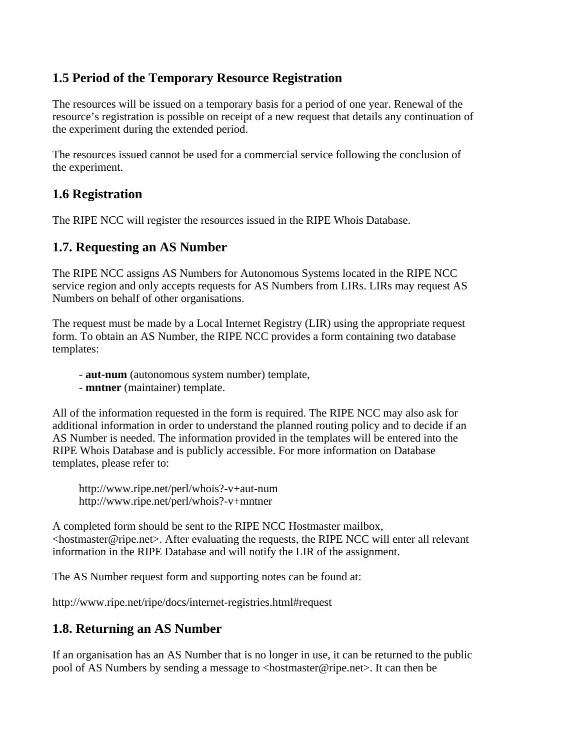## 1.5 Period of the Temporary Resource Registration

The resources will be issued on a temporary basis for a period of one year. Renewal of the resource's registration is possible on receipt of a new request that details any continuation of the experiment during the extended period.

The resources issued cannot be used for a commercial service following the conclusion of the experiment.

## 1.6 Registration

The RIPE NCC will register the resources issued in the RIPE Whois Database.

## 1.7. Requesting an AS Number

The RIPE NCC assigns AS Numbers for Autonomous Systems located in the RIPE NCC service region and only accepts requests for AS Numbers from LIRs. LIRs may request AS Numbers on behalf of other organisations.

The request must be made by a Local Internet Registry (LIR) using the appropriate request form. To obtain an AS Number, the RIPE NCC provides a form containing two database templates:

- **aut-num** (autonomous system number) template,
- **mntner** (maintainer) template.

All of the information requested in the form is required. The RIPE NCC may also ask for additional information in order to understand the planned routing policy and to decide if an AS Number is needed. The information provided in the templates will be entered into the RIPE Whois Database and is publicly accessible. For more information on Database templates, please refer to:

http://www.ripe.net/perl/whois?-v+aut-num
http://www.ripe.net/perl/whois?-v+mntner

A completed form should be sent to the RIPE NCC Hostmaster mailbox, <hostmaster@ripe.net>. After evaluating the requests, the RIPE NCC will enter all relevant information in the RIPE Database and will notify the LIR of the assignment.

The AS Number request form and supporting notes can be found at:

http://www.ripe.net/ripe/docs/internet-registries.html#request

## 1.8. Returning an AS Number

If an organisation has an AS Number that is no longer in use, it can be returned to the public pool of AS Numbers by sending a message to <hostmaster@ripe.net>. It can then be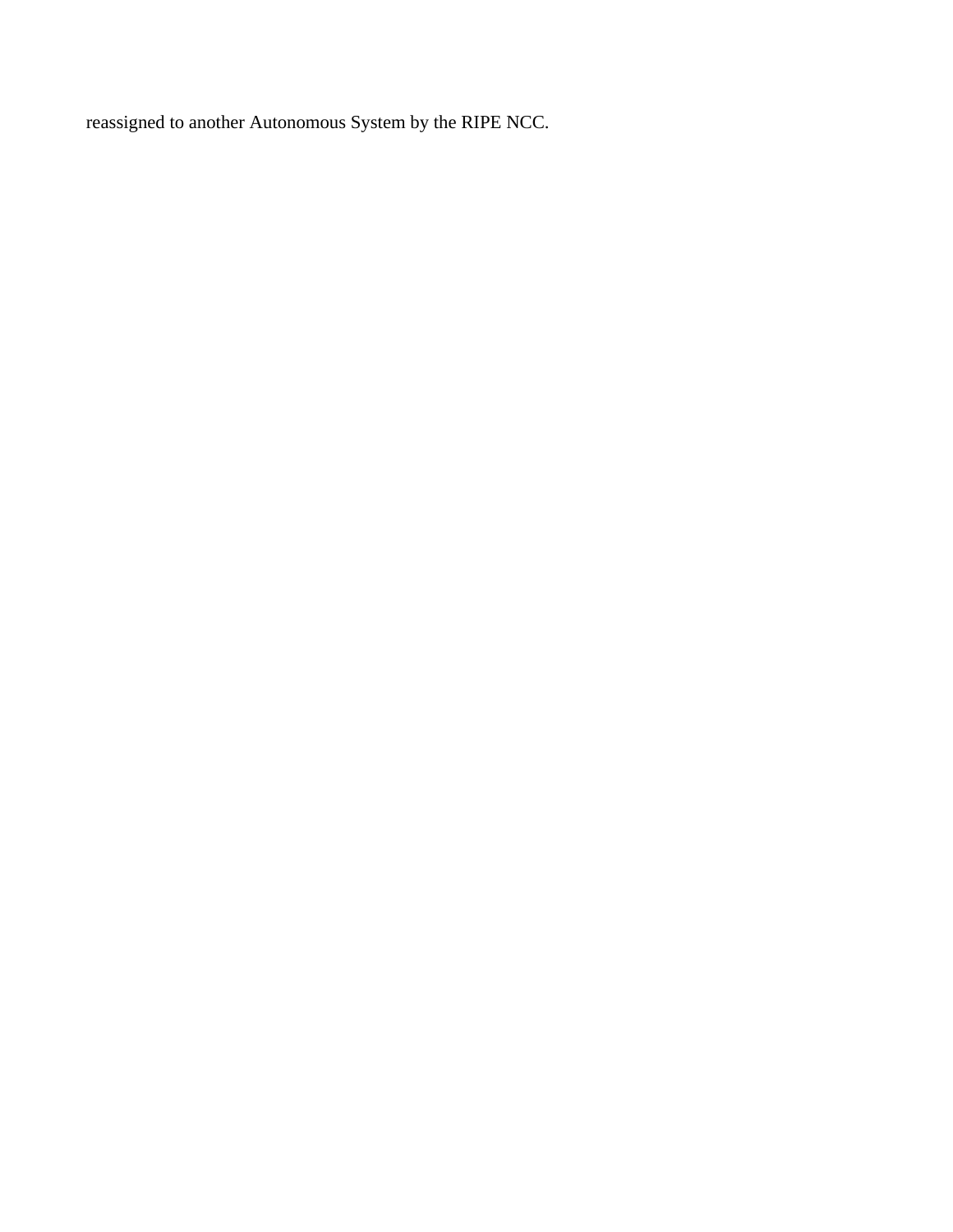reassigned to another Autonomous System by the RIPE NCC.